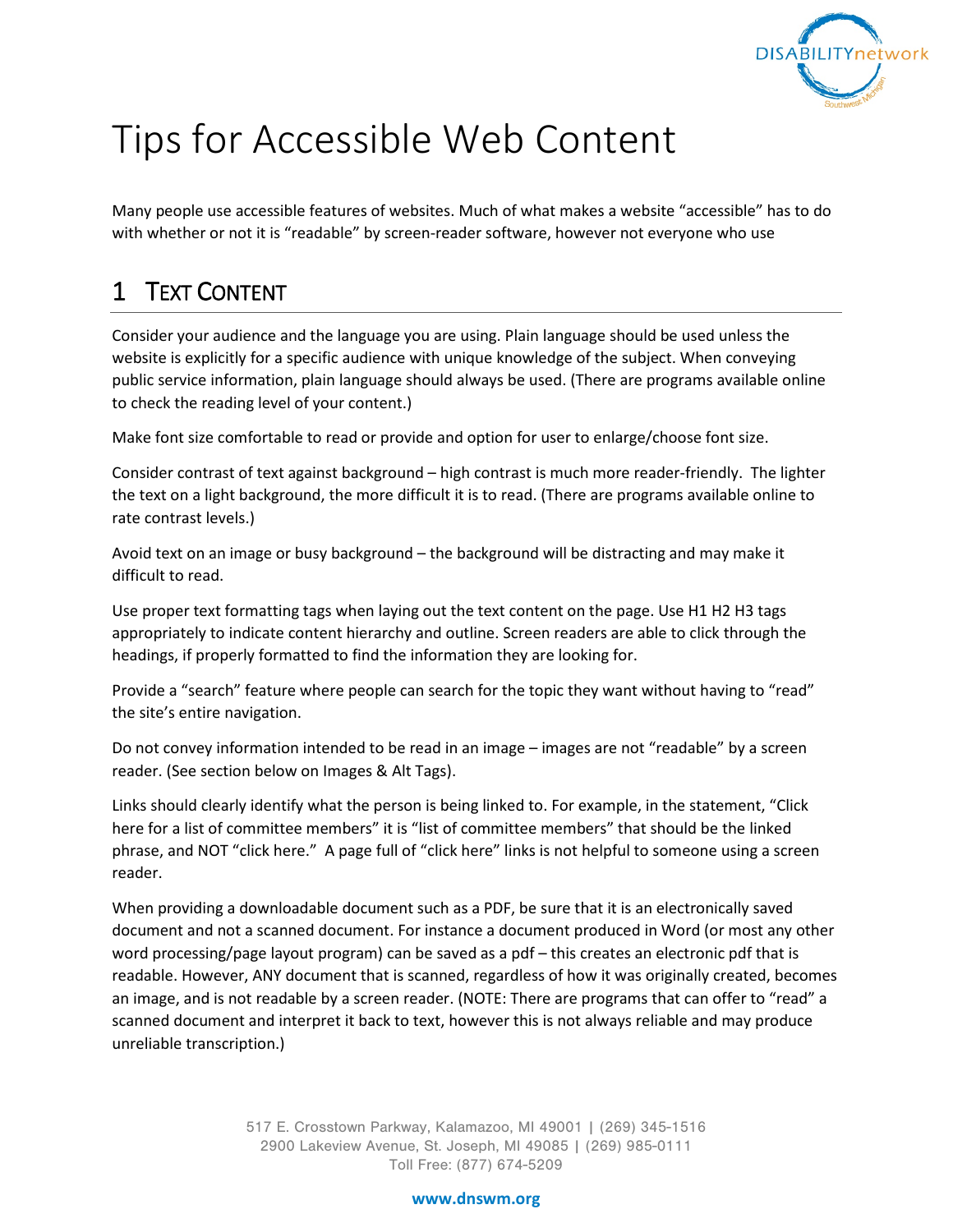# Tips for Accessible Web Content

Many people use accessible features of websites. Much of what makes a website "accessible" has to do with whether or not it is "readable" by screen-reader software, however not everyone who use

## 1 Text Content

Consider your audience and the language you are using. Plain language should be used unless the website is explicitly for a specific audience with unique knowledge of the subject. When conveying public service information, plain language should always be used. (There are programs available online to check the reading level of your content.)

Make font size comfortable to read or provide and option for user to enlarge/choose font size.

Consider contrast of text against background – high contrast is much more reader-friendly. The lighter the text on a light background, the more difficult it is to read. (There are programs available online to rate contrast levels.)

Avoid text on an image or busy background – the background will be distracting and may make it difficult to read.

Use proper text formatting tags when laying out the text content on the page. Use H1 H2 H3 tags appropriately to indicate content hierarchy and outline. Screen readers are able to click through the headings, if properly formatted to find the information they are looking for.

Provide a "search" feature where people can search for the topic they want without having to "read" the site's entire navigation.

Do not convey information intended to be read in an image – images are not "readable" by a screen reader. (See section below on Images & Alt Tags).

Links should clearly identify what the person is being linked to. For example, in the statement, "Click here for a list of committee members" it is "list of committee members" that should be the linked phrase, and NOT "click here." A page full of "click here" links is not helpful to someone using a screen reader.

When providing a downloadable document such as a PDF, be sure that it is an electronically saved document and not a scanned document. For instance a document produced in Word (or most any other word processing/page layout program) can be saved as a pdf – this creates an electronic pdf that is readable. However, ANY document that is scanned, regardless of how it was originally created, becomes an image, and is not readable by a screen reader. (NOTE: There are programs that can offer to "read" a scanned document and interpret it back to text, however this is not always reliable and may produce unreliable transcription.)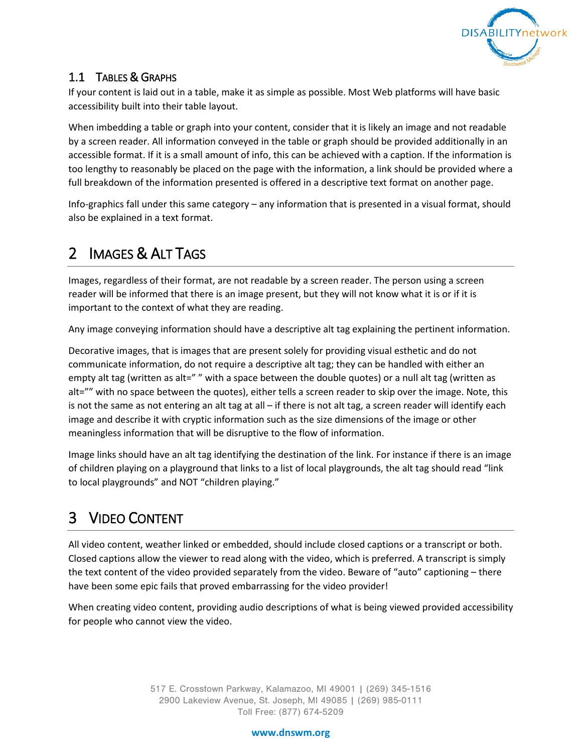### 1.1 Tables & Graphs

If your content is laid out in a table, make it as simple as possible. Most Web platforms will have basic accessibility built into their table layout.

When imbedding a table or graph into your content, consider that it is likely an image and not readable by a screen reader. All information conveyed in the table or graph should be provided additionally in an accessible format. If it is a small amount of info, this can be achieved with a caption. If the information is too lengthy to reasonably be placed on the page with the information, a link should be provided where a full breakdown of the information presented is offered in a descriptive text format on another page.

Info-graphics fall under this same category – any information that is presented in a visual format, should also be explained in a text format.

## 2 Images & Alt Tags

Images, regardless of their format, are not readable by a screen reader. The person using a screen reader will be informed that there is an image present, but they will not know what it is or if it is important to the context of what they are reading.

Any image conveying information should have a descriptive alt tag explaining the pertinent information.

Decorative images, that is images that are present solely for providing visual esthetic and do not communicate information, do not require a descriptive alt tag; they can be handled with either an empty alt tag (written as alt=" " with a space between the double quotes) or a null alt tag (written as alt="" with no space between the quotes), either tells a screen reader to skip over the image. Note, this is not the same as not entering an alt tag at all – if there is not alt tag, a screen reader will identify each image and describe it with cryptic information such as the size dimensions of the image or other meaningless information that will be disruptive to the flow of information.

Image links should have an alt tag identifying the destination of the link. For instance if there is an image of children playing on a playground that links to a list of local playgrounds, the alt tag should read "link to local playgrounds" and NOT "children playing."

## 3 Video Content

All video content, weather linked or embedded, should include closed captions or a transcript or both. Closed captions allow the viewer to read along with the video, which is preferred. A transcript is simply the text content of the video provided separately from the video. Beware of "auto" captioning – there have been some epic fails that proved embarrassing for the video provider!

When creating video content, providing audio descriptions of what is being viewed provided accessibility for people who cannot view the video.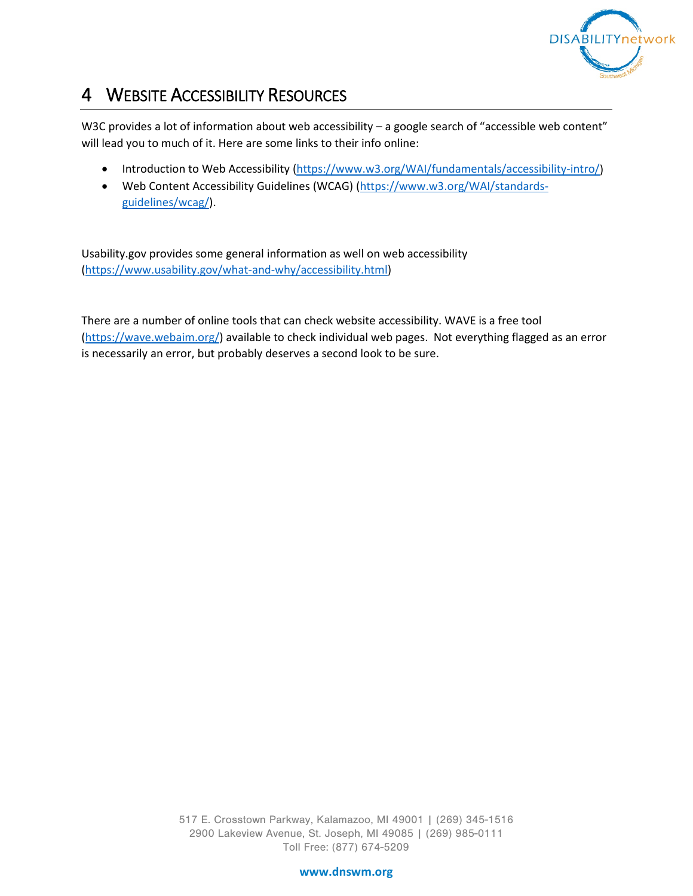# 4 Website Accessibility Resources

W3C provides a lot of information about web accessibility – a google search of "accessible web content" will lead you to much of it. Here are some links to their info online:

- Introduction to Web Accessibility (https://www.w3.org/WAI/fundamentals/accessibility-intro/)
- Web Content Accessibility Guidelines (WCAG) (https://www.w3.org/WAI/standards-guidelines/wcag/).

Usability.gov provides some general information as well on web accessibility (https://www.usability.gov/what-and-why/accessibility.html)

There are a number of online tools that can check website accessibility. WAVE is a free tool (https://wave.webaim.org/) available to check individual web pages. Not everything flagged as an error is necessarily an error, but probably deserves a second look to be sure.